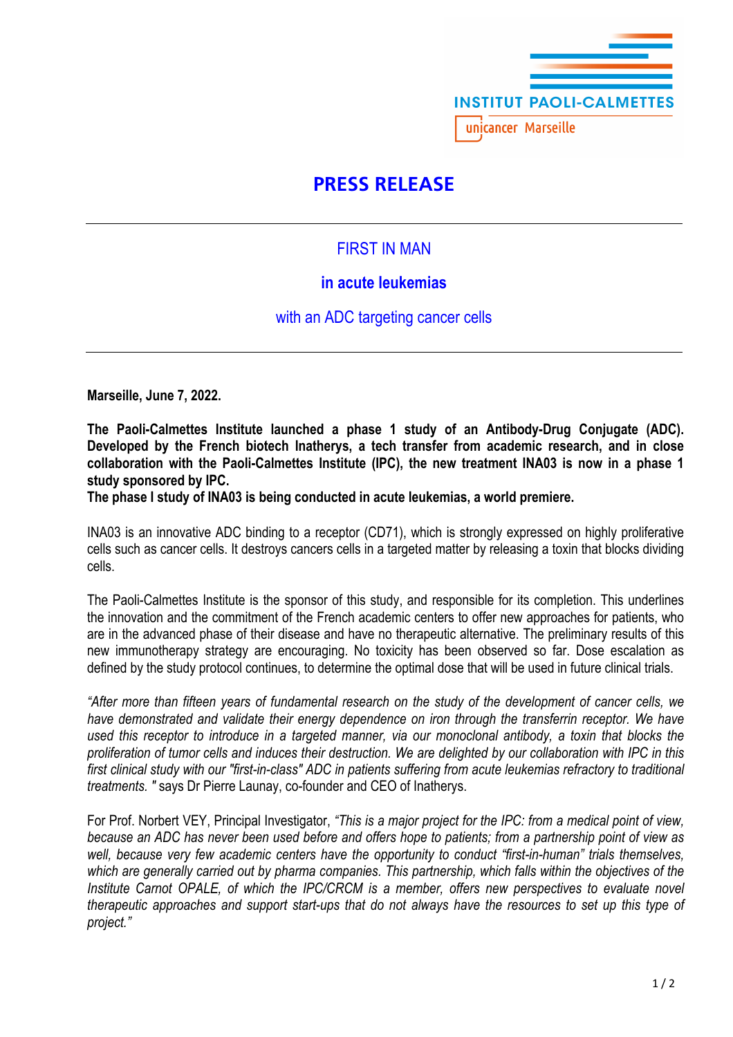INSTITUT PAOLI-CALMETTES

unicancer Marseille

# PRESS RELEASE

## FIRST IN MAN

## in acute leukemias

## with an ADC targeting cancer cells

**Marseille, June 7, 2022.**

**The Paoli-Calmettes Institute launched a phase 1 study of an Antibody-Drug Conjugate (ADC). Developed by the French biotech Inatherys, a tech transfer from academic research, and in close collaboration with the Paoli-Calmettes Institute (IPC), the new treatment INA03 is now in a phase 1 study sponsored by IPC.**
**The phase I study of INA03 is being conducted in acute leukemias, a world premiere.**

INA03 is an innovative ADC binding to a receptor (CD71), which is strongly expressed on highly proliferative cells such as cancer cells. It destroys cancers cells in a targeted matter by releasing a toxin that blocks dividing cells.

The Paoli-Calmettes Institute is the sponsor of this study, and responsible for its completion. This underlines the innovation and the commitment of the French academic centers to offer new approaches for patients, who are in the advanced phase of their disease and have no therapeutic alternative. The preliminary results of this new immunotherapy strategy are encouraging. No toxicity has been observed so far. Dose escalation as defined by the study protocol continues, to determine the optimal dose that will be used in future clinical trials.

*"After more than fifteen years of fundamental research on the study of the development of cancer cells, we have demonstrated and validate their energy dependence on iron through the transferrin receptor. We have used this receptor to introduce in a targeted manner, via our monoclonal antibody, a toxin that blocks the proliferation of tumor cells and induces their destruction. We are delighted by our collaboration with IPC in this first clinical study with our "first-in-class" ADC in patients suffering from acute leukemias refractory to traditional treatments. "* says Dr Pierre Launay, co-founder and CEO of Inatherys.

For Prof. Norbert VEY, Principal Investigator, *"This is a major project for the IPC: from a medical point of view, because an ADC has never been used before and offers hope to patients; from a partnership point of view as well, because very few academic centers have the opportunity to conduct "first-in-human" trials themselves, which are generally carried out by pharma companies. This partnership, which falls within the objectives of the Institute Carnot OPALE, of which the IPC/CRCM is a member, offers new perspectives to evaluate novel therapeutic approaches and support start-ups that do not always have the resources to set up this type of project."*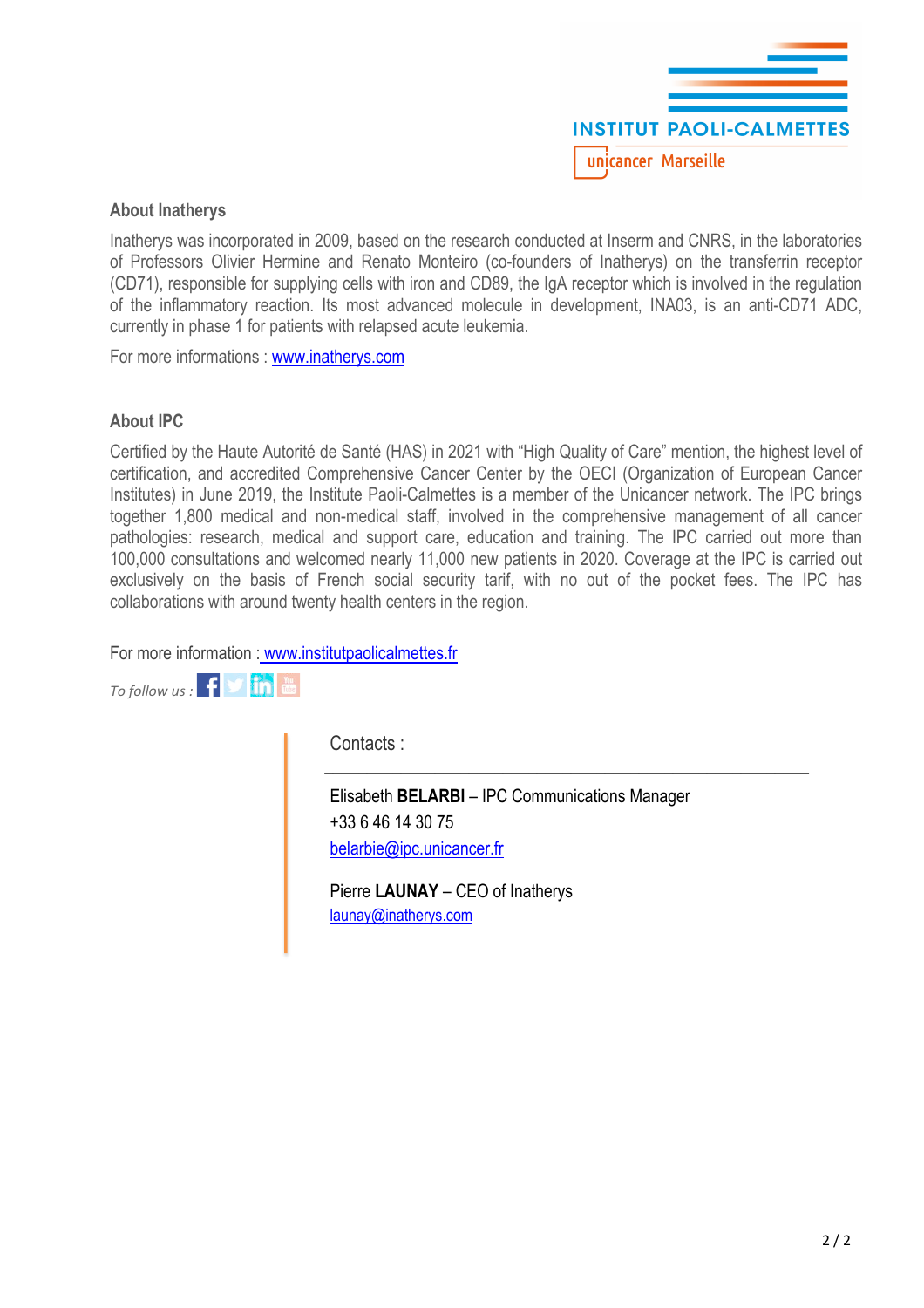## About Inathetys

Inathetys was incorporated in 2009, based on the research conducted at Inserm and CNRS, in the laboratories of Professors Olivier Hermine and Renato Monteiro (co-founders of Inathetys) on the transferrin receptor (CD71), responsible for supplying cells with iron and CD89, the IgA receptor which is involved in the regulation of the inflammatory reaction. Its most advanced molecule in development, INA03, is an anti-CD71 ADC, currently in phase 1 for patients with relapsed acute leukemia.

For more informations : [www.inathetys.com](http://www.inathetys.com)

## About IPC

Certified by the Haute Autorité de Santé (HAS) in 2021 with "High Quality of Care" mention, the highest level of certification, and accredited Comprehensive Cancer Center by the OECI (Organization of European Cancer Institutes) in June 2019, the Institute Paoli-Calmettes is a member of the Unicancer network. The IPC brings together 1,800 medical and non-medical staff, involved in the comprehensive management of all cancer pathologies: research, medical and support care, education and training. The IPC carried out more than 100,000 consultations and welcomed nearly 11,000 new patients in 2020. Coverage at the IPC is carried out exclusively on the basis of French social security tarif, with no out of the pocket fees. The IPC has collaborations with around twenty health centers in the region.

For more information : [www.institutpaolicalmettes.fr](http://www.institutpaolicalmettes.fr)

*To follow us :*

Contacts :

Elisabeth **BELARBI** – IPC Communications Manager
+33 6 46 14 30 75
[belarbie@ipc.unicancer.fr](mailto:belarbie@ipc.unicancer.fr)

Pierre **LAUNAY** – CEO of Inathetys
[launay@inathetys.com](mailto:launay@inathetys.com)